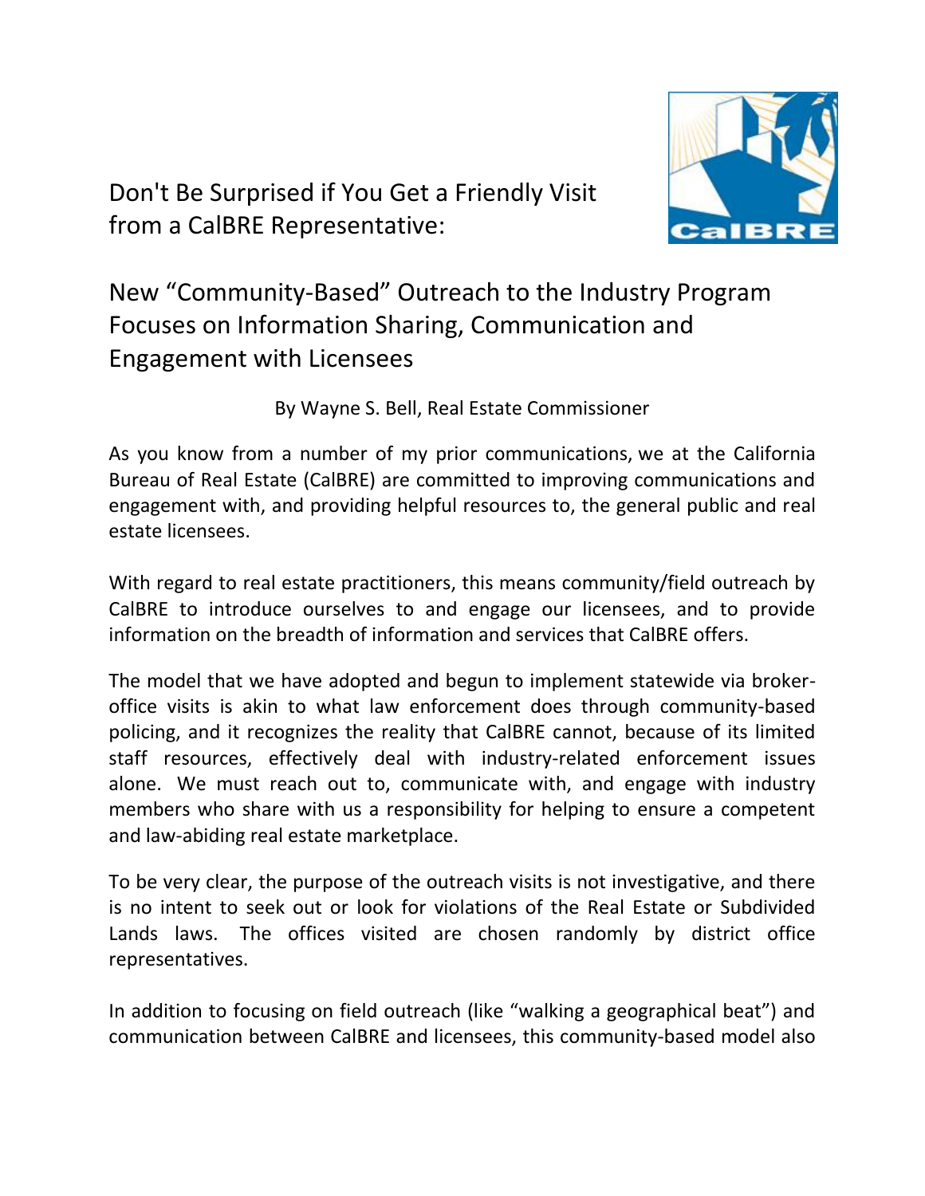# Don't Be Surprised if You Get a Friendly Visit from a CalBRE Representative:

## New "Community-Based" Outreach to the Industry Program Focuses on Information Sharing, Communication and Engagement with Licensees

By Wayne S. Bell, Real Estate Commissioner

As you know from a number of my prior communications, we at the California Bureau of Real Estate (CalBRE) are committed to improving communications and engagement with, and providing helpful resources to, the general public and real estate licensees.

With regard to real estate practitioners, this means community/field outreach by CalBRE to introduce ourselves to and engage our licensees, and to provide information on the breadth of information and services that CalBRE offers.

The model that we have adopted and begun to implement statewide via broker-office visits is akin to what law enforcement does through community-based policing, and it recognizes the reality that CalBRE cannot, because of its limited staff resources, effectively deal with industry-related enforcement issues alone. We must reach out to, communicate with, and engage with industry members who share with us a responsibility for helping to ensure a competent and law-abiding real estate marketplace.

To be very clear, the purpose of the outreach visits is not investigative, and there is no intent to seek out or look for violations of the Real Estate or Subdivided Lands laws. The offices visited are chosen randomly by district office representatives.

In addition to focusing on field outreach (like "walking a geographical beat") and communication between CalBRE and licensees, this community-based model also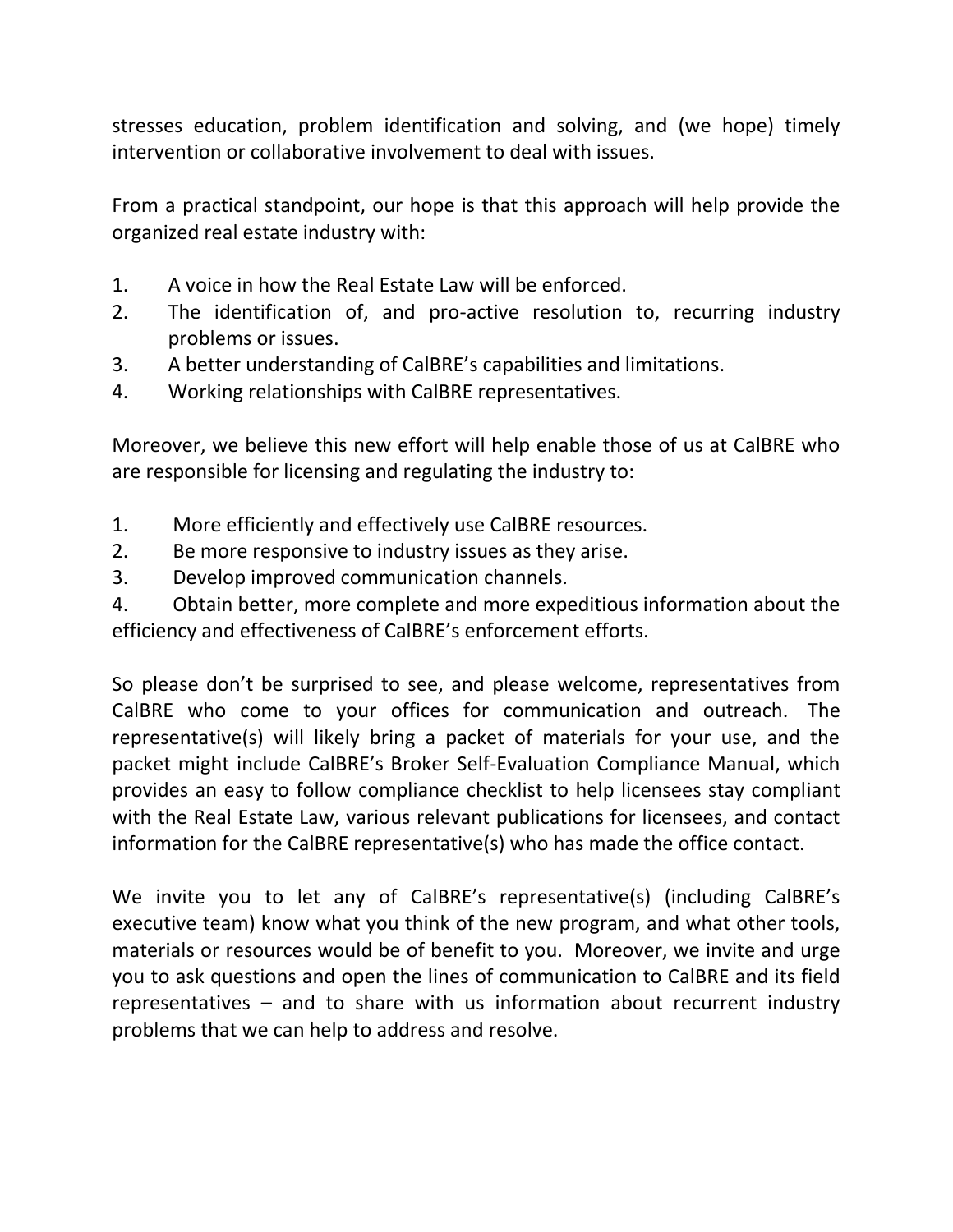stresses education, problem identification and solving, and (we hope) timely intervention or collaborative involvement to deal with issues.

From a practical standpoint, our hope is that this approach will help provide the organized real estate industry with:

1. A voice in how the Real Estate Law will be enforced.
2. The identification of, and pro-active resolution to, recurring industry problems or issues.
3. A better understanding of CalBRE's capabilities and limitations.
4. Working relationships with CalBRE representatives.

Moreover, we believe this new effort will help enable those of us at CalBRE who are responsible for licensing and regulating the industry to:

1. More efficiently and effectively use CalBRE resources.
2. Be more responsive to industry issues as they arise.
3. Develop improved communication channels.
4. Obtain better, more complete and more expeditious information about the efficiency and effectiveness of CalBRE's enforcement efforts.

So please don't be surprised to see, and please welcome, representatives from CalBRE who come to your offices for communication and outreach. The representative(s) will likely bring a packet of materials for your use, and the packet might include CalBRE's Broker Self-Evaluation Compliance Manual, which provides an easy to follow compliance checklist to help licensees stay compliant with the Real Estate Law, various relevant publications for licensees, and contact information for the CalBRE representative(s) who has made the office contact.

We invite you to let any of CalBRE's representative(s) (including CalBRE's executive team) know what you think of the new program, and what other tools, materials or resources would be of benefit to you. Moreover, we invite and urge you to ask questions and open the lines of communication to CalBRE and its field representatives – and to share with us information about recurrent industry problems that we can help to address and resolve.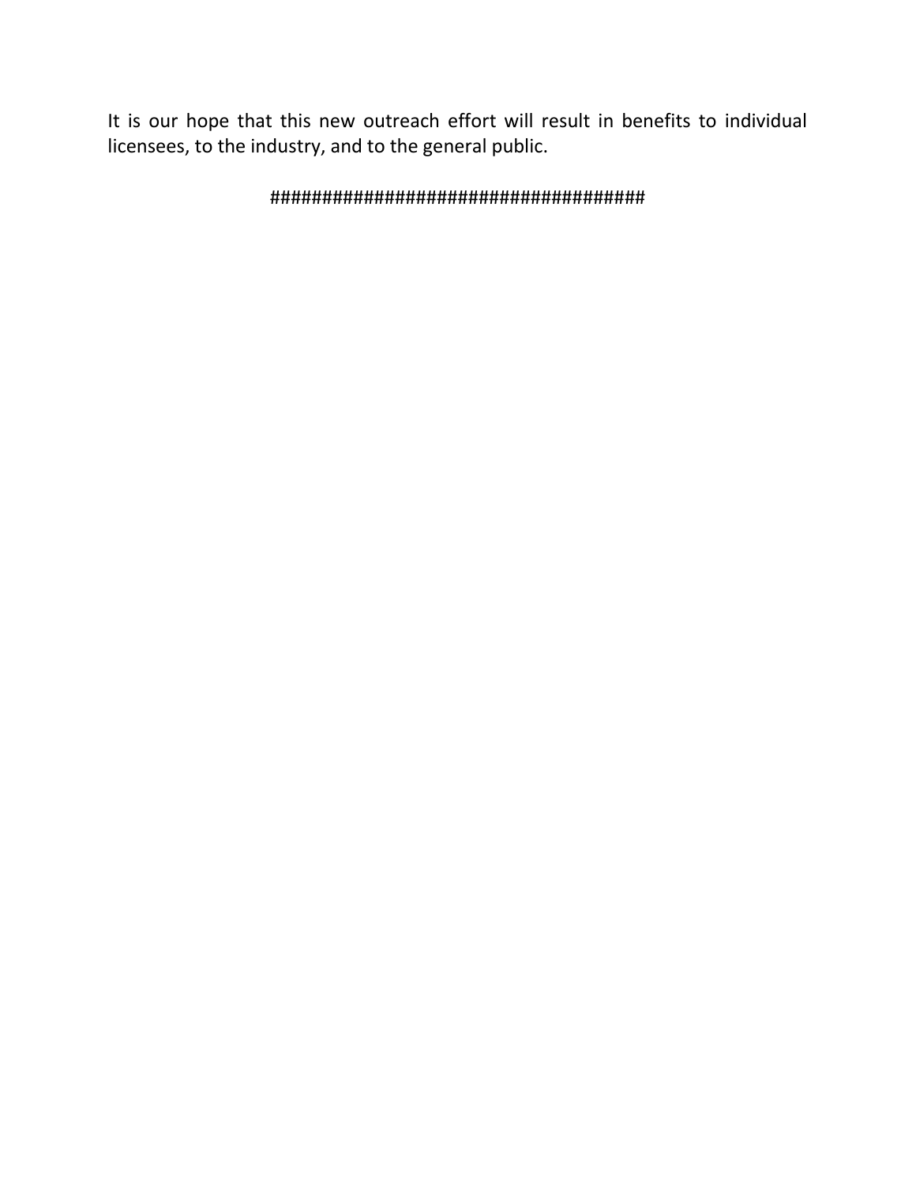It is our hope that this new outreach effort will result in benefits to individual licensees, to the industry, and to the general public.

####################################